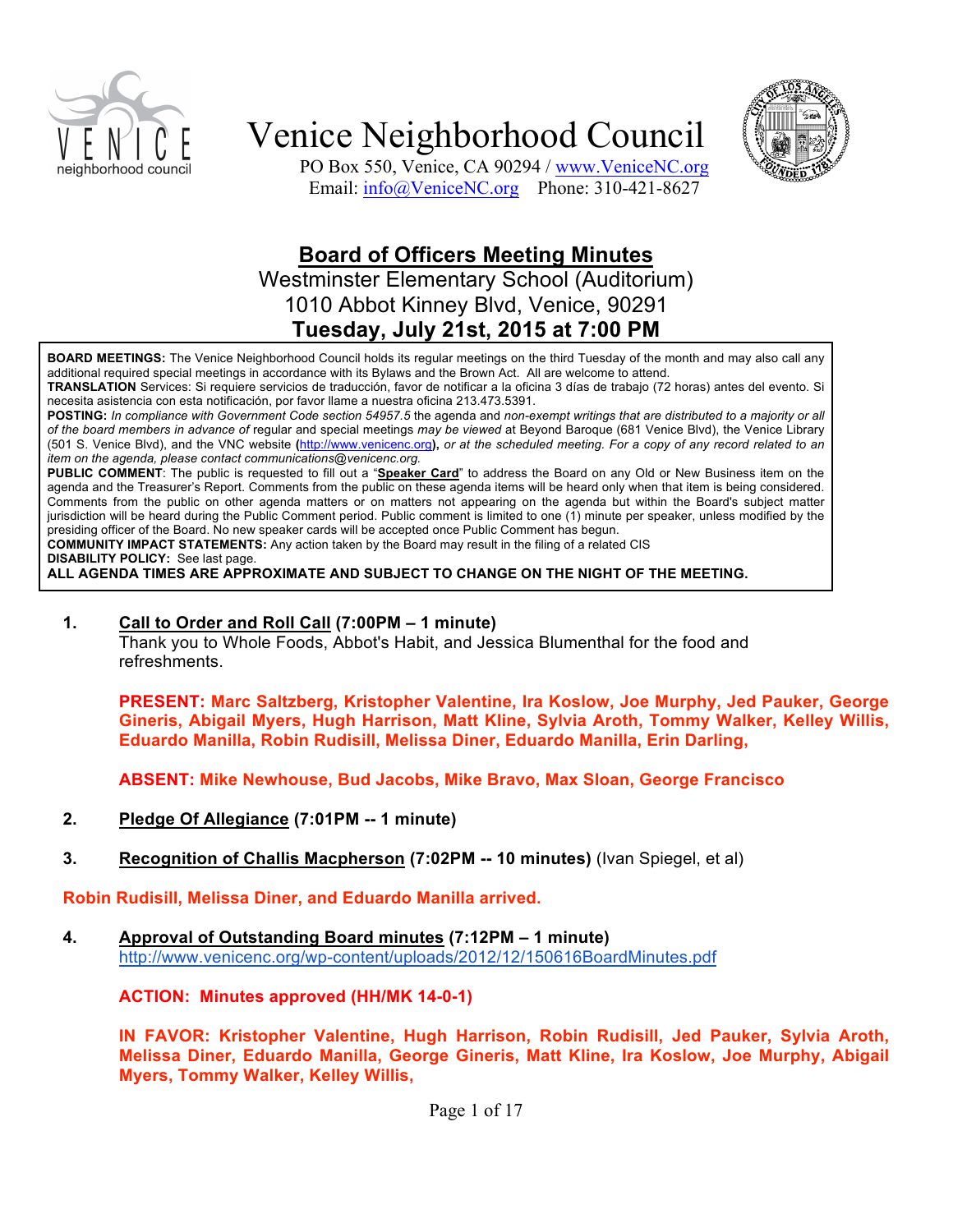# Venice Neighborhood Council

PO Box 550, Venice, CA 90294 / www.VeniceNC.org
Email: info@VeniceNC.org Phone: 310-421-8627

## Board of Officers Meeting Minutes

Westminster Elementary School (Auditorium)
1010 Abbot Kinney Blvd, Venice, 90291
**Tuesday, July 21st, 2015 at 7:00 PM**

**BOARD MEETINGS:** The Venice Neighborhood Council holds its regular meetings on the third Tuesday of the month and may also call any additional required special meetings in accordance with its Bylaws and the Brown Act. All are welcome to attend.
**TRANSLATION** Services: Si requiere servicios de traducción, favor de notificar a la oficina 3 días de trabajo (72 horas) antes del evento. Si necesita asistencia con esta notificación, por favor llame a nuestra oficina 213.473.5391.
**POSTING:** *In compliance with Government Code section 54957.5* the agenda and *non-exempt writings that are distributed to a majority or all of the board members in advance of* regular and special meetings *may be viewed* at Beyond Baroque (681 Venice Blvd), the Venice Library (501 S. Venice Blvd), and the VNC website **(**http://www.venicenc.org**),** *or at the scheduled meeting. For a copy of any record related to an item on the agenda, please contact communications@venicenc.org.*
**PUBLIC COMMENT**: The public is requested to fill out a "**Speaker Card**" to address the Board on any Old or New Business item on the agenda and the Treasurer's Report. Comments from the public on these agenda items will be heard only when that item is being considered. Comments from the public on other agenda matters or on matters not appearing on the agenda but within the Board's subject matter jurisdiction will be heard during the Public Comment period. Public comment is limited to one (1) minute per speaker, unless modified by the presiding officer of the Board. No new speaker cards will be accepted once Public Comment has begun.
**COMMUNITY IMPACT STATEMENTS:** Any action taken by the Board may result in the filing of a related CIS
**DISABILITY POLICY:** See last page.
**ALL AGENDA TIMES ARE APPROXIMATE AND SUBJECT TO CHANGE ON THE NIGHT OF THE MEETING.**

1. **Call to Order and Roll Call (7:00PM – 1 minute)**
   Thank you to Whole Foods, Abbot's Habit, and Jessica Blumenthal for the food and refreshments.

   **PRESENT: Marc Saltzberg, Kristopher Valentine, Ira Koslow, Joe Murphy, Jed Pauker, George Gineris, Abigail Myers, Hugh Harrison, Matt Kline, Sylvia Aroth, Tommy Walker, Kelley Willis, Eduardo Manilla, Robin Rudisill, Melissa Diner, Eduardo Manilla, Erin Darling,**

   **ABSENT: Mike Newhouse, Bud Jacobs, Mike Bravo, Max Sloan, George Francisco**

2. **Pledge Of Allegiance (7:01PM -- 1 minute)**

3. **Recognition of Challis Macpherson (7:02PM -- 10 minutes)** (Ivan Spiegel, et al)

**Robin Rudisill, Melissa Diner, and Eduardo Manilla arrived.**

4. **Approval of Outstanding Board minutes (7:12PM – 1 minute)**
   http://www.venicenc.org/wp-content/uploads/2012/12/150616BoardMinutes.pdf

   **ACTION: Minutes approved (HH/MK 14-0-1)**

   **IN FAVOR: Kristopher Valentine, Hugh Harrison, Robin Rudisill, Jed Pauker, Sylvia Aroth, Melissa Diner, Eduardo Manilla, George Gineris, Matt Kline, Ira Koslow, Joe Murphy, Abigail Myers, Tommy Walker, Kelley Willis,**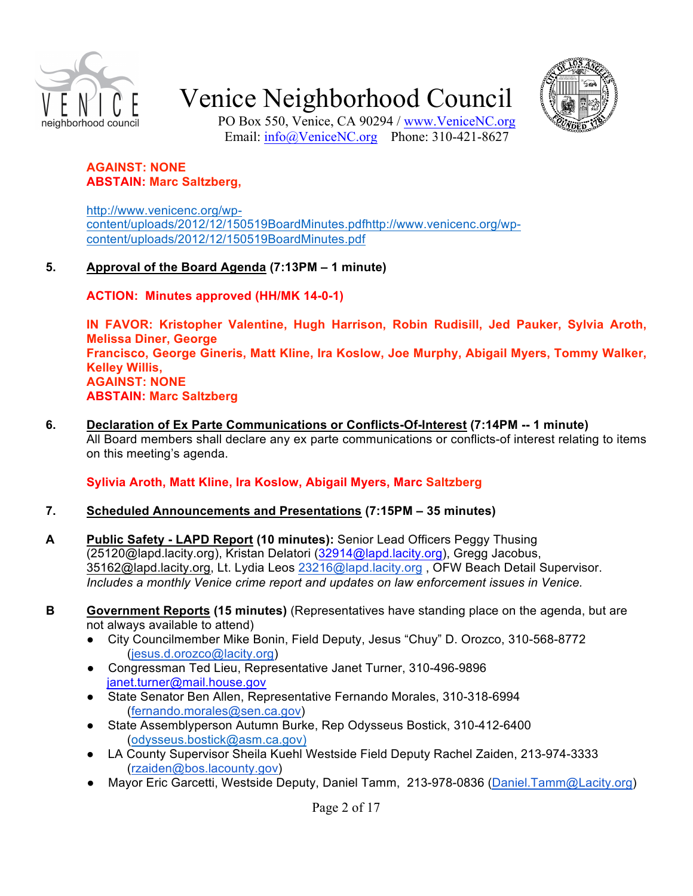**AGAINST: NONE**
**ABSTAIN: Marc Saltzberg,**

[http://www.venicenc.org/wp-content/uploads/2012/12/150519BoardMinutes.pdfhttp://www.venicenc.org/wp-content/uploads/2012/12/150519BoardMinutes.pdf](http://www.venicenc.org/wp-content/uploads/2012/12/150519BoardMinutes.pdf)

**5. Approval of the Board Agenda (7:13PM – 1 minute)**

**ACTION: Minutes approved (HH/MK 14-0-1)**

**IN FAVOR: Kristopher Valentine, Hugh Harrison, Robin Rudisill, Jed Pauker, Sylvia Aroth, Melissa Diner, George Francisco, George Gineris, Matt Kline, Ira Koslow, Joe Murphy, Abigail Myers, Tommy Walker, Kelley Willis,**
**AGAINST: NONE**
**ABSTAIN: Marc Saltzberg**

**6. Declaration of Ex Parte Communications or Conflicts-Of-Interest (7:14PM -- 1 minute)**
All Board members shall declare any ex parte communications or conflicts-of interest relating to items on this meeting's agenda.

**Sylivia Aroth, Matt Kline, Ira Koslow, Abigail Myers, Marc Saltzberg**

**7. Scheduled Announcements and Presentations (7:15PM – 35 minutes)**

**A Public Safety - LAPD Report (10 minutes):** Senior Lead Officers Peggy Thusing (25120@lapd.lacity.org), Kristan Delatori (32914@lapd.lacity.org), Gregg Jacobus, 35162@lapd.lacity.org, Lt. Lydia Leos 23216@lapd.lacity.org , OFW Beach Detail Supervisor. *Includes a monthly Venice crime report and updates on law enforcement issues in Venice.*

**B Government Reports (15 minutes)** (Representatives have standing place on the agenda, but are not always available to attend)

- City Councilmember Mike Bonin, Field Deputy, Jesus "Chuy" D. Orozco, 310-568-8772 (jesus.d.orozco@lacity.org)
- Congressman Ted Lieu, Representative Janet Turner, 310-496-9896 janet.turner@mail.house.gov
- State Senator Ben Allen, Representative Fernando Morales, 310-318-6994 (fernando.morales@sen.ca.gov)
- State Assemblyperson Autumn Burke, Rep Odysseus Bostick, 310-412-6400 (odysseus.bostick@asm.ca.gov)
- LA County Supervisor Sheila Kuehl Westside Field Deputy Rachel Zaiden, 213-974-3333 (rzaiden@bos.lacounty.gov)
- Mayor Eric Garcetti, Westside Deputy, Daniel Tamm, 213-978-0836 (Daniel.Tamm@Lacity.org)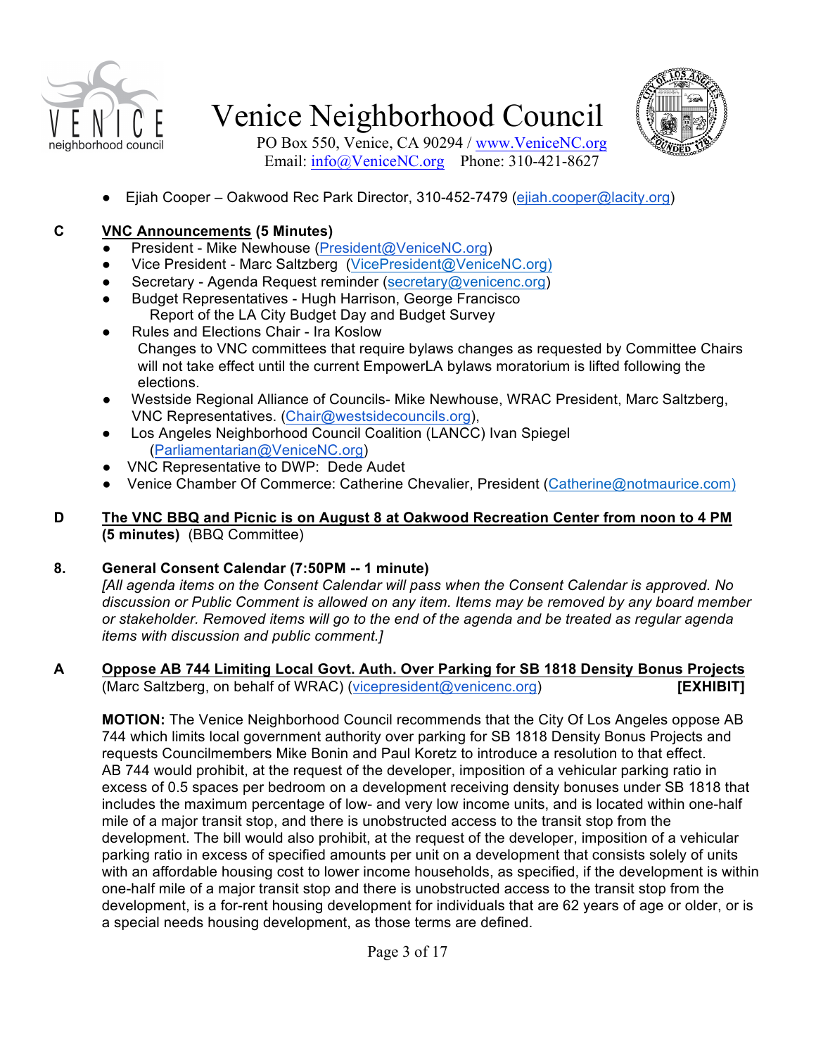- Ejiah Cooper – Oakwood Rec Park Director, 310-452-7479 (ejiah.cooper@lacity.org)

**C** **VNC Announcements (5 Minutes)**

- President - Mike Newhouse (President@VeniceNC.org)
- Vice President - Marc Saltzberg (VicePresident@VeniceNC.org)
- Secretary - Agenda Request reminder (secretary@venicenc.org)
- Budget Representatives - Hugh Harrison, George Francisco
  Report of the LA City Budget Day and Budget Survey
- Rules and Elections Chair - Ira Koslow
  Changes to VNC committees that require bylaws changes as requested by Committee Chairs will not take effect until the current EmpowerLA bylaws moratorium is lifted following the elections.
- Westside Regional Alliance of Councils- Mike Newhouse, WRAC President, Marc Saltzberg, VNC Representatives. (Chair@westsidecouncils.org),
- Los Angeles Neighborhood Council Coalition (LANCC) Ivan Spiegel (Parliamentarian@VeniceNC.org)
- VNC Representative to DWP: Dede Audet
- Venice Chamber Of Commerce: Catherine Chevalier, President (Catherine@notmaurice.com)

**D** **The VNC BBQ and Picnic is on August 8 at Oakwood Recreation Center from noon to 4 PM (5 minutes)** (BBQ Committee)

**8.** **General Consent Calendar (7:50PM -- 1 minute)**
*[All agenda items on the Consent Calendar will pass when the Consent Calendar is approved. No discussion or Public Comment is allowed on any item. Items may be removed by any board member or stakeholder. Removed items will go to the end of the agenda and be treated as regular agenda items with discussion and public comment.]*

**A** **Oppose AB 744 Limiting Local Govt. Auth. Over Parking for SB 1818 Density Bonus Projects**
(Marc Saltzberg, on behalf of WRAC) (vicepresident@venicenc.org) **[EXHIBIT]**

**MOTION:** The Venice Neighborhood Council recommends that the City Of Los Angeles oppose AB 744 which limits local government authority over parking for SB 1818 Density Bonus Projects and requests Councilmembers Mike Bonin and Paul Koretz to introduce a resolution to that effect. AB 744 would prohibit, at the request of the developer, imposition of a vehicular parking ratio in excess of 0.5 spaces per bedroom on a development receiving density bonuses under SB 1818 that includes the maximum percentage of low- and very low income units, and is located within one-half mile of a major transit stop, and there is unobstructed access to the transit stop from the development. The bill would also prohibit, at the request of the developer, imposition of a vehicular parking ratio in excess of specified amounts per unit on a development that consists solely of units with an affordable housing cost to lower income households, as specified, if the development is within one-half mile of a major transit stop and there is unobstructed access to the transit stop from the development, is a for-rent housing development for individuals that are 62 years of age or older, or is a special needs housing development, as those terms are defined.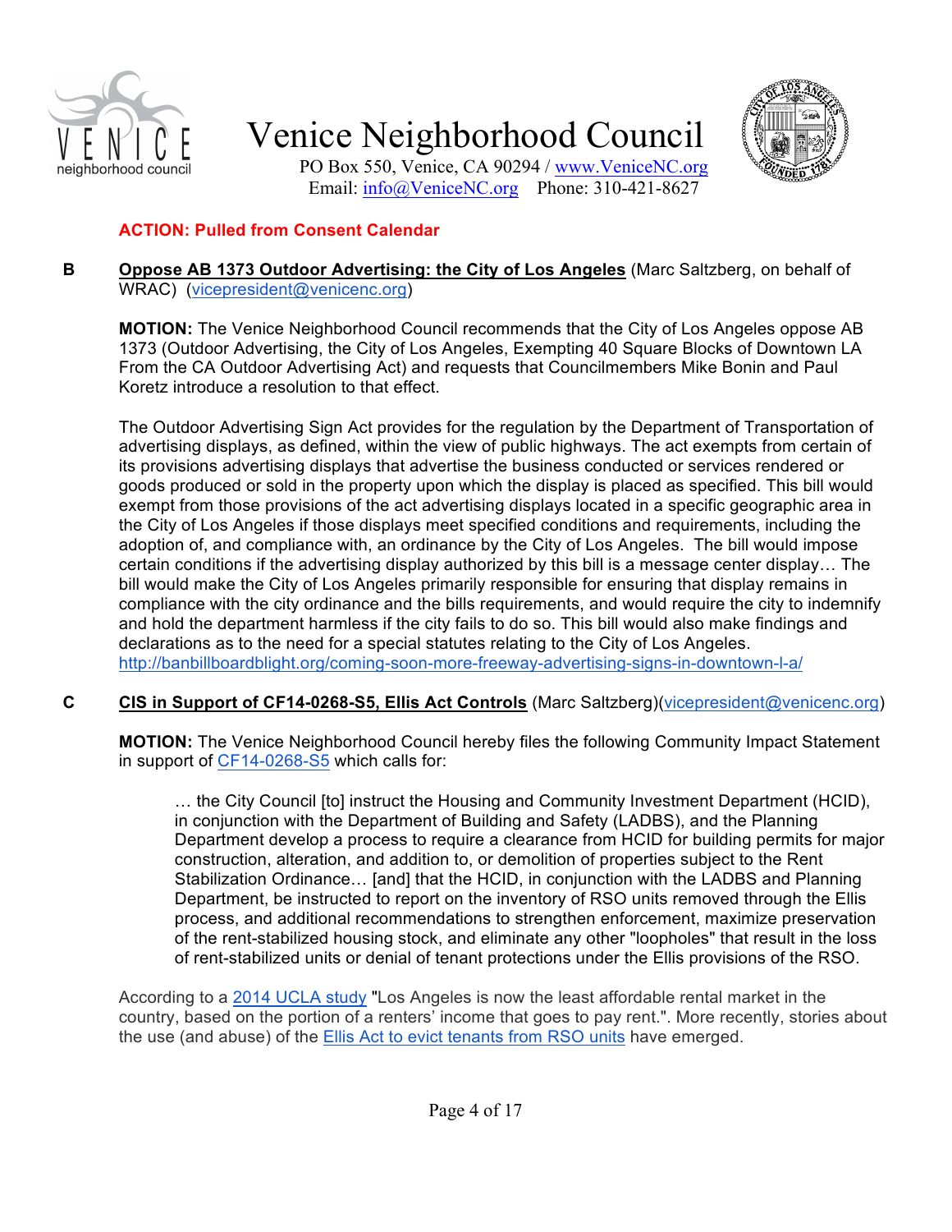# Venice Neighborhood Council

PO Box 550, Venice, CA 90294 / www.VeniceNC.org
Email: info@VeniceNC.org Phone: 310-421-8627

**ACTION: Pulled from Consent Calendar**

**B** **Oppose AB 1373 Outdoor Advertising: the City of Los Angeles** (Marc Saltzberg, on behalf of WRAC) (vicepresident@venicenc.org)

**MOTION:** The Venice Neighborhood Council recommends that the City of Los Angeles oppose AB 1373 (Outdoor Advertising, the City of Los Angeles, Exempting 40 Square Blocks of Downtown LA From the CA Outdoor Advertising Act) and requests that Councilmembers Mike Bonin and Paul Koretz introduce a resolution to that effect.

The Outdoor Advertising Sign Act provides for the regulation by the Department of Transportation of advertising displays, as defined, within the view of public highways. The act exempts from certain of its provisions advertising displays that advertise the business conducted or services rendered or goods produced or sold in the property upon which the display is placed as specified. This bill would exempt from those provisions of the act advertising displays located in a specific geographic area in the City of Los Angeles if those displays meet specified conditions and requirements, including the adoption of, and compliance with, an ordinance by the City of Los Angeles. The bill would impose certain conditions if the advertising display authorized by this bill is a message center display… The bill would make the City of Los Angeles primarily responsible for ensuring that display remains in compliance with the city ordinance and the bills requirements, and would require the city to indemnify and hold the department harmless if the city fails to do so. This bill would also make findings and declarations as to the need for a special statutes relating to the City of Los Angeles.
http://banbillboardblight.org/coming-soon-more-freeway-advertising-signs-in-downtown-l-a/

**C** **CIS in Support of CF14-0268-S5, Ellis Act Controls** (Marc Saltzberg)(vicepresident@venicenc.org)

**MOTION:** The Venice Neighborhood Council hereby files the following Community Impact Statement in support of CF14-0268-S5 which calls for:

> … the City Council [to] instruct the Housing and Community Investment Department (HCID), in conjunction with the Department of Building and Safety (LADBS), and the Planning Department develop a process to require a clearance from HCID for building permits for major construction, alteration, and addition to, or demolition of properties subject to the Rent Stabilization Ordinance… [and] that the HCID, in conjunction with the LADBS and Planning Department, be instructed to report on the inventory of RSO units removed through the Ellis process, and additional recommendations to strengthen enforcement, maximize preservation of the rent-stabilized housing stock, and eliminate any other "loopholes" that result in the loss of rent-stabilized units or denial of tenant protections under the Ellis provisions of the RSO.

According to a 2014 UCLA study "Los Angeles is now the least affordable rental market in the country, based on the portion of a renters' income that goes to pay rent.". More recently, stories about the use (and abuse) of the Ellis Act to evict tenants from RSO units have emerged.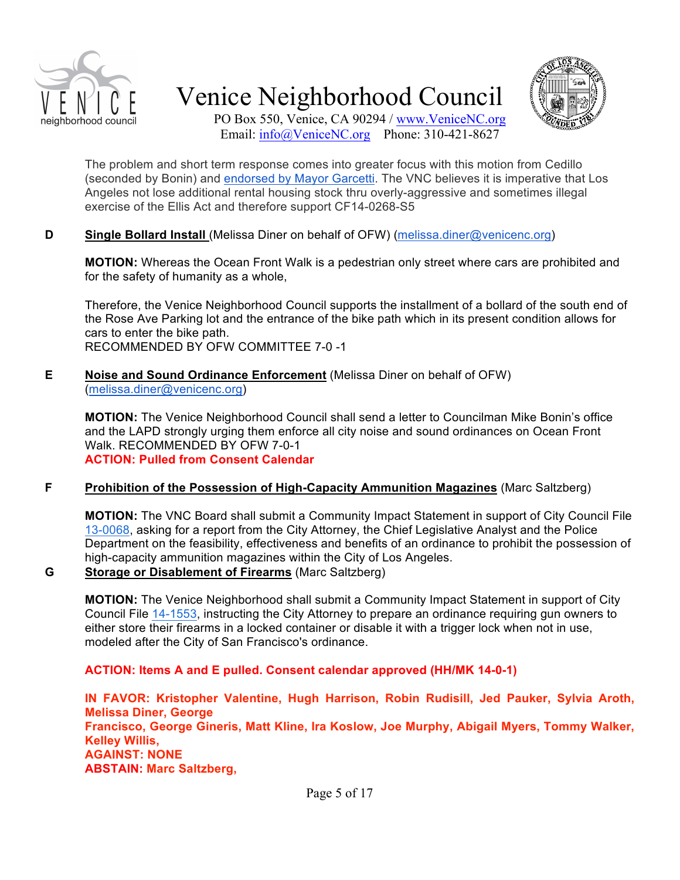The problem and short term response comes into greater focus with this motion from Cedillo (seconded by Bonin) and endorsed by Mayor Garcetti. The VNC believes it is imperative that Los Angeles not lose additional rental housing stock thru overly-aggressive and sometimes illegal exercise of the Ellis Act and therefore support CF14-0268-S5

**D** **Single Bollard Install** (Melissa Diner on behalf of OFW) (melissa.diner@venicenc.org)

**MOTION:** Whereas the Ocean Front Walk is a pedestrian only street where cars are prohibited and for the safety of humanity as a whole,

Therefore, the Venice Neighborhood Council supports the installment of a bollard of the south end of the Rose Ave Parking lot and the entrance of the bike path which in its present condition allows for cars to enter the bike path.
RECOMMENDED BY OFW COMMITTEE 7-0 -1

**E** **Noise and Sound Ordinance Enforcement** (Melissa Diner on behalf of OFW) (melissa.diner@venicenc.org)

**MOTION:** The Venice Neighborhood Council shall send a letter to Councilman Mike Bonin's office and the LAPD strongly urging them enforce all city noise and sound ordinances on Ocean Front Walk. RECOMMENDED BY OFW 7-0-1
**ACTION: Pulled from Consent Calendar**

**F** **Prohibition of the Possession of High-Capacity Ammunition Magazines** (Marc Saltzberg)

**MOTION:** The VNC Board shall submit a Community Impact Statement in support of City Council File 13-0068, asking for a report from the City Attorney, the Chief Legislative Analyst and the Police Department on the feasibility, effectiveness and benefits of an ordinance to prohibit the possession of high-capacity ammunition magazines within the City of Los Angeles.

**G** **Storage or Disablement of Firearms** (Marc Saltzberg)

**MOTION:** The Venice Neighborhood shall submit a Community Impact Statement in support of City Council File 14-1553, instructing the City Attorney to prepare an ordinance requiring gun owners to either store their firearms in a locked container or disable it with a trigger lock when not in use, modeled after the City of San Francisco's ordinance.

**ACTION: Items A and E pulled. Consent calendar approved (HH/MK 14-0-1)**

**IN FAVOR: Kristopher Valentine, Hugh Harrison, Robin Rudisill, Jed Pauker, Sylvia Aroth, Melissa Diner, George Francisco, George Gineris, Matt Kline, Ira Koslow, Joe Murphy, Abigail Myers, Tommy Walker, Kelley Willis,**
**AGAINST: NONE**
**ABSTAIN: Marc Saltzberg,**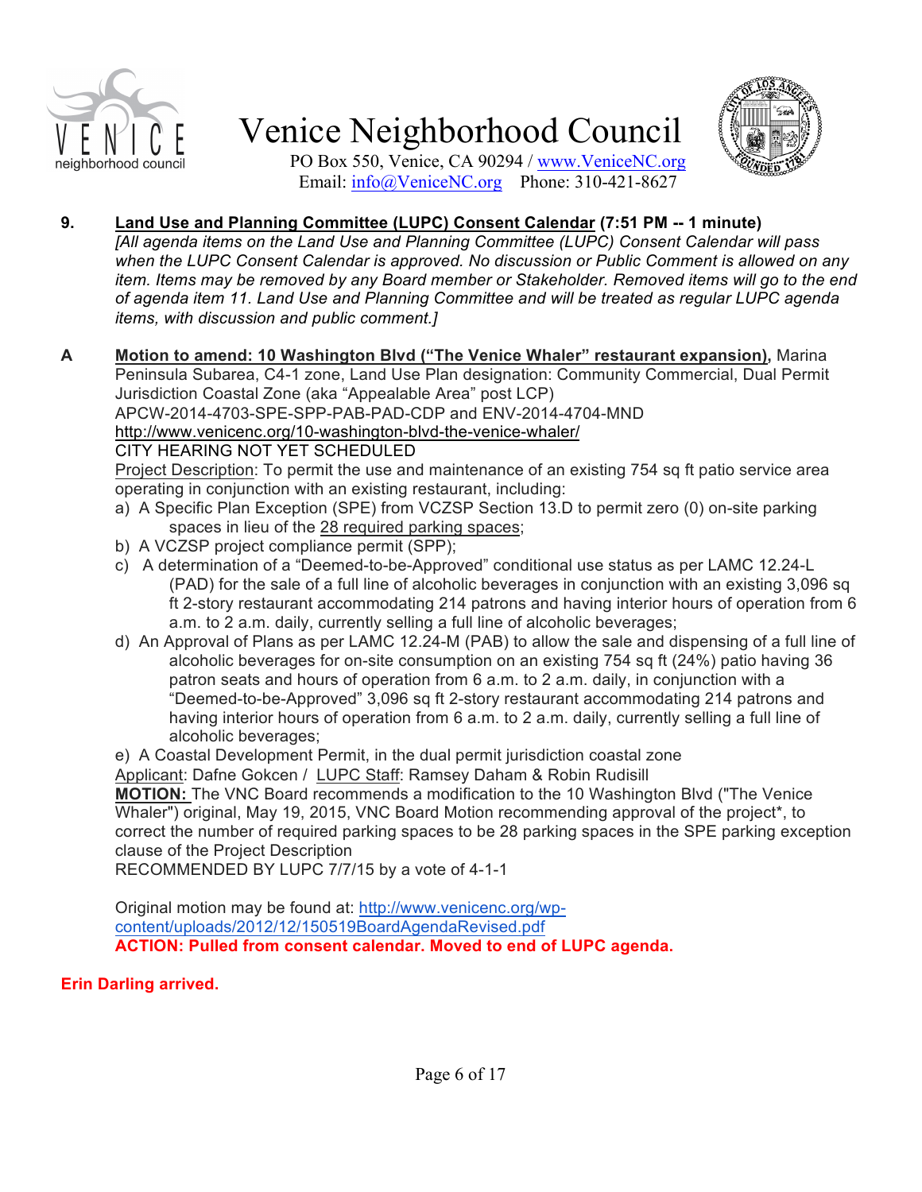**9. Land Use and Planning Committee (LUPC) Consent Calendar (7:51 PM -- 1 minute)**

*[All agenda items on the Land Use and Planning Committee (LUPC) Consent Calendar will pass when the LUPC Consent Calendar is approved. No discussion or Public Comment is allowed on any item. Items may be removed by any Board member or Stakeholder. Removed items will go to the end of agenda item 11. Land Use and Planning Committee and will be treated as regular LUPC agenda items, with discussion and public comment.]*

**A** **Motion to amend: 10 Washington Blvd ("The Venice Whaler" restaurant expansion),** Marina Peninsula Subarea, C4-1 zone, Land Use Plan designation: Community Commercial, Dual Permit Jurisdiction Coastal Zone (aka "Appealable Area" post LCP)

APCW-2014-4703-SPE-SPP-PAB-PAD-CDP and ENV-2014-4704-MND

http://www.venicenc.org/10-washington-blvd-the-venice-whaler/

CITY HEARING NOT YET SCHEDULED

Project Description: To permit the use and maintenance of an existing 754 sq ft patio service area operating in conjunction with an existing restaurant, including:

a) A Specific Plan Exception (SPE) from VCZSP Section 13.D to permit zero (0) on-site parking spaces in lieu of the 28 required parking spaces;

b) A VCZSP project compliance permit (SPP);

c) A determination of a "Deemed-to-be-Approved" conditional use status as per LAMC 12.24-L (PAD) for the sale of a full line of alcoholic beverages in conjunction with an existing 3,096 sq ft 2-story restaurant accommodating 214 patrons and having interior hours of operation from 6 a.m. to 2 a.m. daily, currently selling a full line of alcoholic beverages;

d) An Approval of Plans as per LAMC 12.24-M (PAB) to allow the sale and dispensing of a full line of alcoholic beverages for on-site consumption on an existing 754 sq ft (24%) patio having 36 patron seats and hours of operation from 6 a.m. to 2 a.m. daily, in conjunction with a "Deemed-to-be-Approved" 3,096 sq ft 2-story restaurant accommodating 214 patrons and having interior hours of operation from 6 a.m. to 2 a.m. daily, currently selling a full line of alcoholic beverages;

e) A Coastal Development Permit, in the dual permit jurisdiction coastal zone

Applicant: Dafne Gokcen / LUPC Staff: Ramsey Daham & Robin Rudisill

**MOTION:** The VNC Board recommends a modification to the 10 Washington Blvd ("The Venice Whaler") original, May 19, 2015, VNC Board Motion recommending approval of the project*, to correct the number of required parking spaces to be 28 parking spaces in the SPE parking exception clause of the Project Description

RECOMMENDED BY LUPC 7/7/15 by a vote of 4-1-1

Original motion may be found at: http://www.venicenc.org/wp-content/uploads/2012/12/150519BoardAgendaRevised.pdf

**ACTION: Pulled from consent calendar. Moved to end of LUPC agenda.**

**Erin Darling arrived.**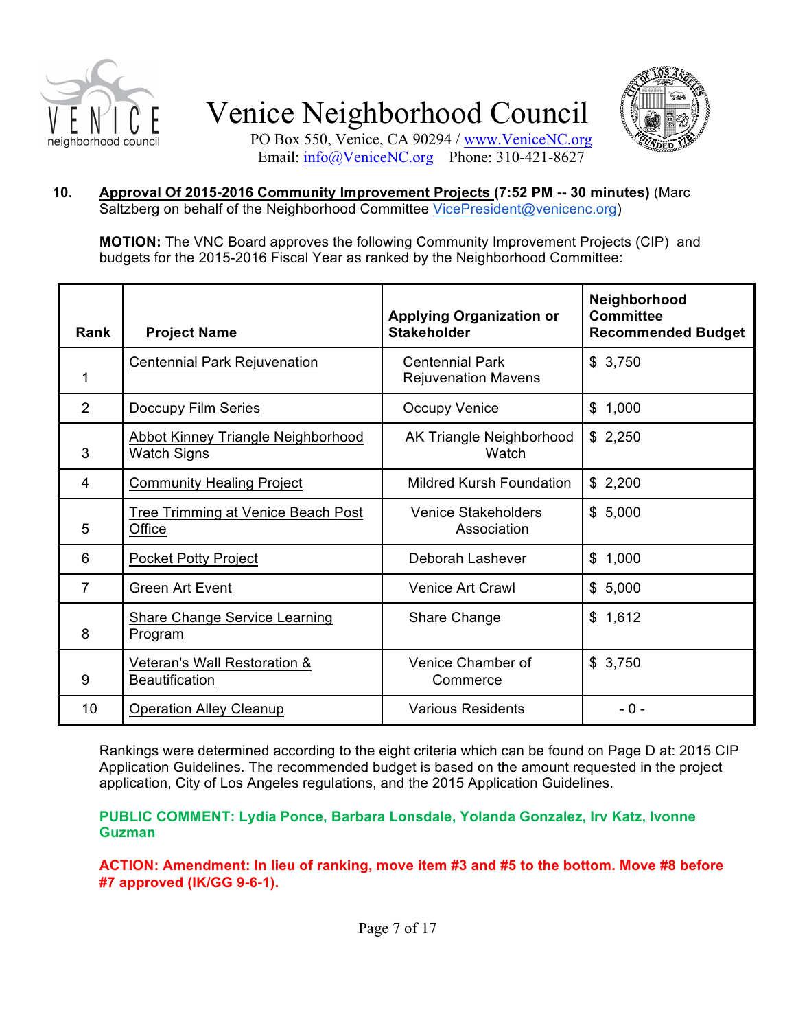# Venice Neighborhood Council

PO Box 550, Venice, CA 90294 / www.VeniceNC.org
Email: info@VeniceNC.org Phone: 310-421-8627

**10. Approval Of 2015-2016 Community Improvement Projects (7:52 PM -- 30 minutes)** (Marc Saltzberg on behalf of the Neighborhood Committee VicePresident@venicenc.org)

**MOTION:** The VNC Board approves the following Community Improvement Projects (CIP) and budgets for the 2015-2016 Fiscal Year as ranked by the Neighborhood Committee:

| Rank | Project Name | Applying Organization or Stakeholder | Neighborhood Committee Recommended Budget |
|---|---|---|---|
| 1 | Centennial Park Rejuvenation | Centennial Park Rejuvenation Mavens | $ 3,750 |
| 2 | Doccupy Film Series | Occupy Venice | $ 1,000 |
| 3 | Abbot Kinney Triangle Neighborhood Watch Signs | AK Triangle Neighborhood Watch | $ 2,250 |
| 4 | Community Healing Project | Mildred Kursh Foundation | $ 2,200 |
| 5 | Tree Trimming at Venice Beach Post Office | Venice Stakeholders Association | $ 5,000 |
| 6 | Pocket Potty Project | Deborah Lashever | $ 1,000 |
| 7 | Green Art Event | Venice Art Crawl | $ 5,000 |
| 8 | Share Change Service Learning Program | Share Change | $ 1,612 |
| 9 | Veteran's Wall Restoration & Beautification | Venice Chamber of Commerce | $ 3,750 |
| 10 | Operation Alley Cleanup | Various Residents | - 0 - |

Rankings were determined according to the eight criteria which can be found on Page D at: 2015 CIP Application Guidelines. The recommended budget is based on the amount requested in the project application, City of Los Angeles regulations, and the 2015 Application Guidelines.

**PUBLIC COMMENT: Lydia Ponce, Barbara Lonsdale, Yolanda Gonzalez, Irv Katz, Ivonne Guzman**

**ACTION: Amendment: In lieu of ranking, move item #3 and #5 to the bottom. Move #8 before #7 approved (IK/GG 9-6-1).**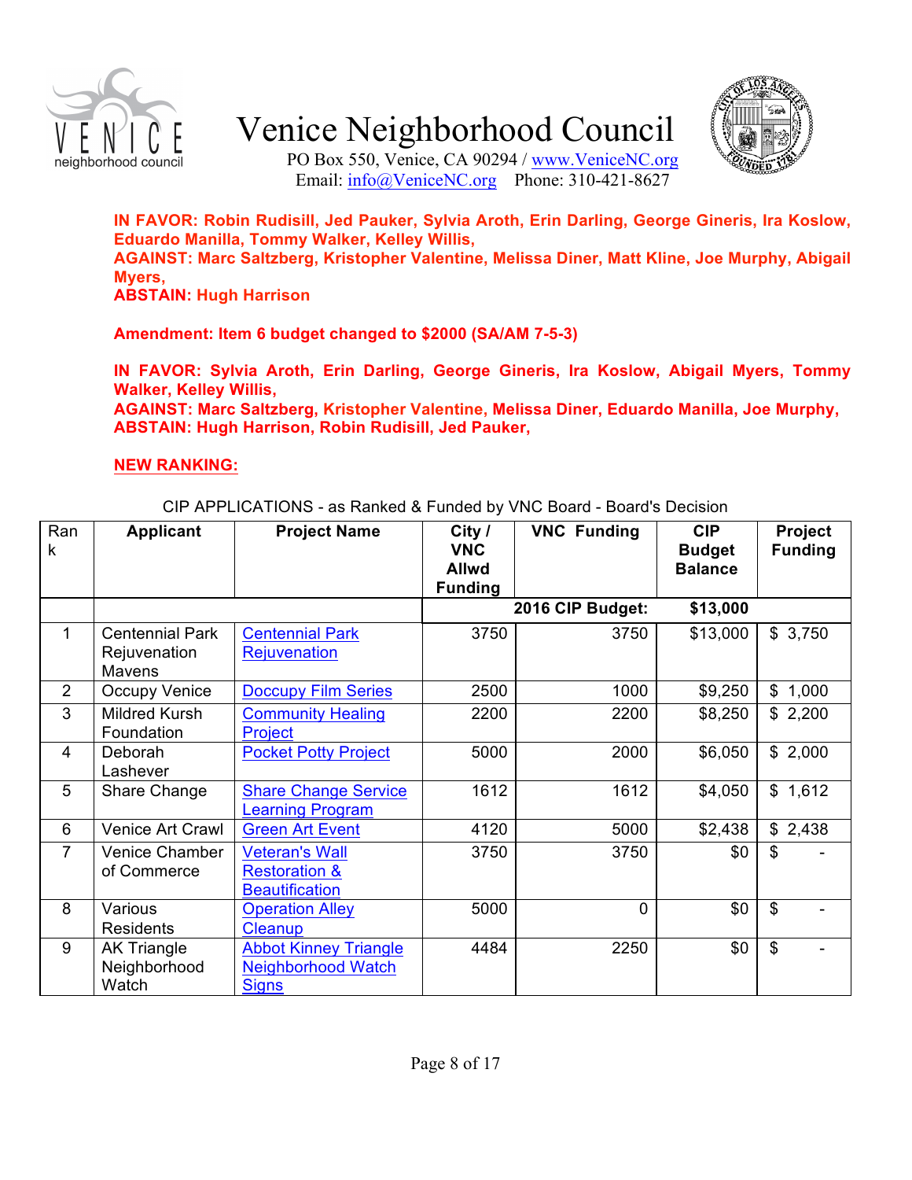**IN FAVOR: Robin Rudisill, Jed Pauker, Sylvia Aroth, Erin Darling, George Gineris, Ira Koslow, Eduardo Manilla, Tommy Walker, Kelley Willis,**
**AGAINST: Marc Saltzberg, Kristopher Valentine, Melissa Diner, Matt Kline, Joe Murphy, Abigail Myers,**
**ABSTAIN: Hugh Harrison**

**Amendment: Item 6 budget changed to $2000 (SA/AM 7-5-3)**

**IN FAVOR: Sylvia Aroth, Erin Darling, George Gineris, Ira Koslow, Abigail Myers, Tommy Walker, Kelley Willis,**
**AGAINST: Marc Saltzberg, Kristopher Valentine, Melissa Diner, Eduardo Manilla, Joe Murphy,**
**ABSTAIN: Hugh Harrison, Robin Rudisill, Jed Pauker,**

**NEW RANKING:**

CIP APPLICATIONS - as Ranked & Funded by VNC Board - Board's Decision

| Rank | Applicant | Project Name | City / VNC Allwd Funding | VNC Funding | CIP Budget Balance | Project Funding |
|---|---|---|---|---|---|---|
| | | | | **2016 CIP Budget:** | **$13,000** | |
| 1 | Centennial Park Rejuvenation Mavens | Centennial Park Rejuvenation | 3750 | 3750 | $13,000 | $ 3,750 |
| 2 | Occupy Venice | Doccupy Film Series | 2500 | 1000 | $9,250 | $ 1,000 |
| 3 | Mildred Kursh Foundation | Community Healing Project | 2200 | 2200 | $8,250 | $ 2,200 |
| 4 | Deborah Lashever | Pocket Potty Project | 5000 | 2000 | $6,050 | $ 2,000 |
| 5 | Share Change | Share Change Service Learning Program | 1612 | 1612 | $4,050 | $ 1,612 |
| 6 | Venice Art Crawl | Green Art Event | 4120 | 5000 | $2,438 | $ 2,438 |
| 7 | Venice Chamber of Commerce | Veteran's Wall Restoration & Beautification | 3750 | 3750 | $0 | $ - |
| 8 | Various Residents | Operation Alley Cleanup | 5000 | 0 | $0 | $ - |
| 9 | AK Triangle Neighborhood Watch | Abbot Kinney Triangle Neighborhood Watch Signs | 4484 | 2250 | $0 | $ - |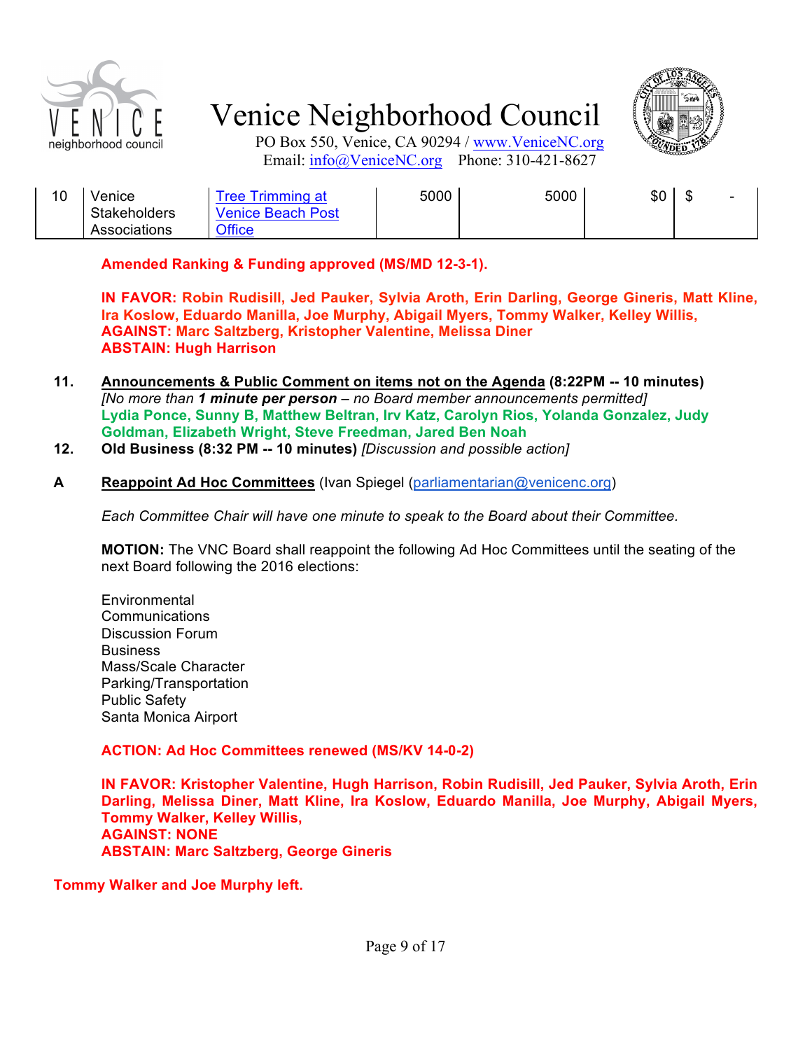# Venice Neighborhood Council

PO Box 550, Venice, CA 90294 / www.VeniceNC.org
Email: info@VeniceNC.org Phone: 310-421-8627

| | | | | | | |
|---|---|---|---|---|---|---|
| 10 | Venice Stakeholders Associations | Tree Trimming at Venice Beach Post Office | 5000 | 5000 | $0 | $ - |

**Amended Ranking & Funding approved (MS/MD 12-3-1).**

**IN FAVOR: Robin Rudisill, Jed Pauker, Sylvia Aroth, Erin Darling, George Gineris, Matt Kline, Ira Koslow, Eduardo Manilla, Joe Murphy, Abigail Myers, Tommy Walker, Kelley Willis,**
**AGAINST: Marc Saltzberg, Kristopher Valentine, Melissa Diner**
**ABSTAIN: Hugh Harrison**

**11.** **Announcements & Public Comment on items not on the Agenda (8:22PM -- 10 minutes)**
*[No more than **1 minute per person** – no Board member announcements permitted]*
**Lydia Ponce, Sunny B, Matthew Beltran, Irv Katz, Carolyn Rios, Yolanda Gonzalez, Judy Goldman, Elizabeth Wright, Steve Freedman, Jared Ben Noah**

**12.** **Old Business (8:32 PM -- 10 minutes)** *[Discussion and possible action]*

**A** **Reappoint Ad Hoc Committees** (Ivan Spiegel (parliamentarian@venicenc.org)

*Each Committee Chair will have one minute to speak to the Board about their Committee.*

**MOTION:** The VNC Board shall reappoint the following Ad Hoc Committees until the seating of the next Board following the 2016 elections:

Environmental
Communications
Discussion Forum
Business
Mass/Scale Character
Parking/Transportation
Public Safety
Santa Monica Airport

**ACTION: Ad Hoc Committees renewed (MS/KV 14-0-2)**

**IN FAVOR: Kristopher Valentine, Hugh Harrison, Robin Rudisill, Jed Pauker, Sylvia Aroth, Erin Darling, Melissa Diner, Matt Kline, Ira Koslow, Eduardo Manilla, Joe Murphy, Abigail Myers, Tommy Walker, Kelley Willis,**
**AGAINST: NONE**
**ABSTAIN: Marc Saltzberg, George Gineris**

**Tommy Walker and Joe Murphy left.**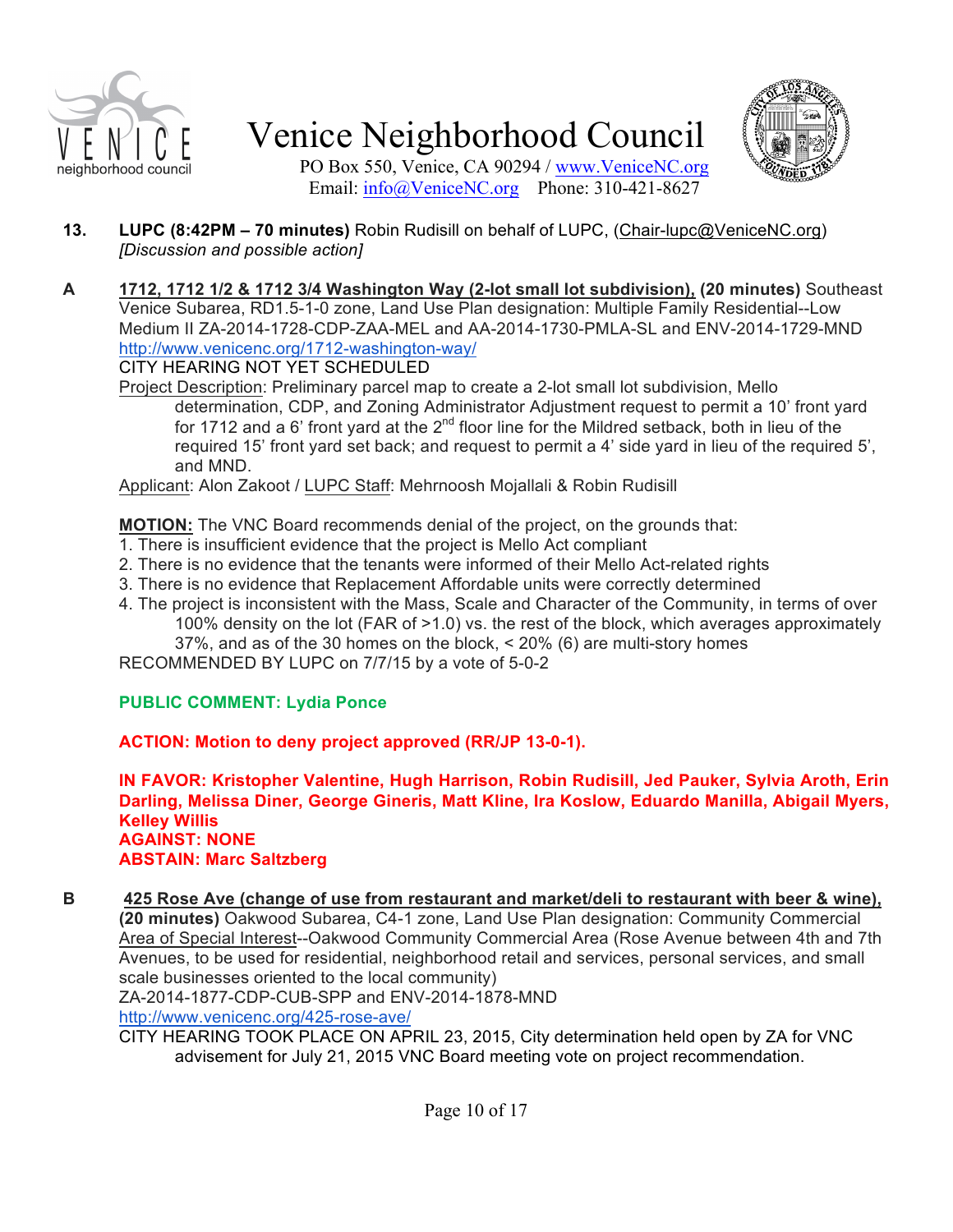# Venice Neighborhood Council

PO Box 550, Venice, CA 90294 / www.VeniceNC.org
Email: info@VeniceNC.org Phone: 310-421-8627

**13.** **LUPC (8:42PM – 70 minutes)** Robin Rudisill on behalf of LUPC, (Chair-lupc@VeniceNC.org) *[Discussion and possible action]*

**A** **1712, 1712 1/2 & 1712 3/4 Washington Way (2-lot small lot subdivision), (20 minutes)** Southeast Venice Subarea, RD1.5-1-0 zone, Land Use Plan designation: Multiple Family Residential--Low Medium II ZA-2014-1728-CDP-ZAA-MEL and AA-2014-1730-PMLA-SL and ENV-2014-1729-MND
http://www.venicenc.org/1712-washington-way/
CITY HEARING NOT YET SCHEDULED
Project Description: Preliminary parcel map to create a 2-lot small lot subdivision, Mello determination, CDP, and Zoning Administrator Adjustment request to permit a 10' front yard for 1712 and a 6' front yard at the 2nd floor line for the Mildred setback, both in lieu of the required 15' front yard set back; and request to permit a 4' side yard in lieu of the required 5', and MND.
Applicant: Alon Zakoot / LUPC Staff: Mehrnoosh Mojallali & Robin Rudisill

**MOTION:** The VNC Board recommends denial of the project, on the grounds that:
1. There is insufficient evidence that the project is Mello Act compliant
2. There is no evidence that the tenants were informed of their Mello Act-related rights
3. There is no evidence that Replacement Affordable units were correctly determined
4. The project is inconsistent with the Mass, Scale and Character of the Community, in terms of over 100% density on the lot (FAR of >1.0) vs. the rest of the block, which averages approximately 37%, and as of the 30 homes on the block, < 20% (6) are multi-story homes

RECOMMENDED BY LUPC on 7/7/15 by a vote of 5-0-2

**PUBLIC COMMENT: Lydia Ponce**

**ACTION: Motion to deny project approved (RR/JP 13-0-1).**

**IN FAVOR: Kristopher Valentine, Hugh Harrison, Robin Rudisill, Jed Pauker, Sylvia Aroth, Erin Darling, Melissa Diner, George Gineris, Matt Kline, Ira Koslow, Eduardo Manilla, Abigail Myers, Kelley Willis**
**AGAINST: NONE**
**ABSTAIN: Marc Saltzberg**

**B** **425 Rose Ave (change of use from restaurant and market/deli to restaurant with beer & wine), (20 minutes)** Oakwood Subarea, C4-1 zone, Land Use Plan designation: Community Commercial Area of Special Interest--Oakwood Community Commercial Area (Rose Avenue between 4th and 7th Avenues, to be used for residential, neighborhood retail and services, personal services, and small scale businesses oriented to the local community)
ZA-2014-1877-CDP-CUB-SPP and ENV-2014-1878-MND
http://www.venicenc.org/425-rose-ave/
CITY HEARING TOOK PLACE ON APRIL 23, 2015, City determination held open by ZA for VNC advisement for July 21, 2015 VNC Board meeting vote on project recommendation.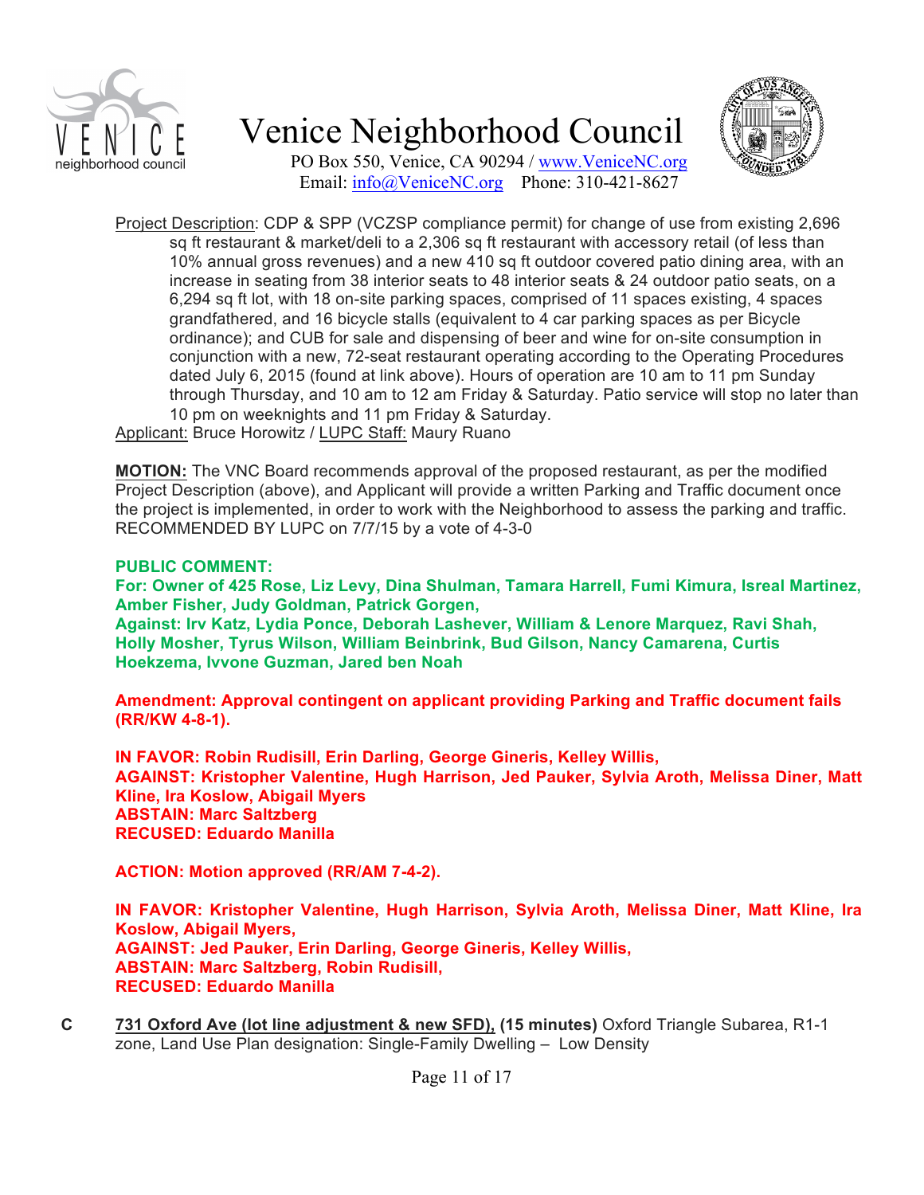Project Description: CDP & SPP (VCZSP compliance permit) for change of use from existing 2,696 sq ft restaurant & market/deli to a 2,306 sq ft restaurant with accessory retail (of less than 10% annual gross revenues) and a new 410 sq ft outdoor covered patio dining area, with an increase in seating from 38 interior seats to 48 interior seats & 24 outdoor patio seats, on a 6,294 sq ft lot, with 18 on-site parking spaces, comprised of 11 spaces existing, 4 spaces grandfathered, and 16 bicycle stalls (equivalent to 4 car parking spaces as per Bicycle ordinance); and CUB for sale and dispensing of beer and wine for on-site consumption in conjunction with a new, 72-seat restaurant operating according to the Operating Procedures dated July 6, 2015 (found at link above). Hours of operation are 10 am to 11 pm Sunday through Thursday, and 10 am to 12 am Friday & Saturday. Patio service will stop no later than 10 pm on weeknights and 11 pm Friday & Saturday.

Applicant: Bruce Horowitz / LUPC Staff: Maury Ruano

**MOTION:** The VNC Board recommends approval of the proposed restaurant, as per the modified Project Description (above), and Applicant will provide a written Parking and Traffic document once the project is implemented, in order to work with the Neighborhood to assess the parking and traffic. RECOMMENDED BY LUPC on 7/7/15 by a vote of 4-3-0

**PUBLIC COMMENT:**

**For: Owner of 425 Rose, Liz Levy, Dina Shulman, Tamara Harrell, Fumi Kimura, Isreal Martinez, Amber Fisher, Judy Goldman, Patrick Gorgen,**

**Against: Irv Katz, Lydia Ponce, Deborah Lashever, William & Lenore Marquez, Ravi Shah, Holly Mosher, Tyrus Wilson, William Beinbrink, Bud Gilson, Nancy Camarena, Curtis Hoekzema, Ivvone Guzman, Jared ben Noah**

**Amendment: Approval contingent on applicant providing Parking and Traffic document fails (RR/KW 4-8-1).**

**IN FAVOR: Robin Rudisill, Erin Darling, George Gineris, Kelley Willis,**
**AGAINST: Kristopher Valentine, Hugh Harrison, Jed Pauker, Sylvia Aroth, Melissa Diner, Matt Kline, Ira Koslow, Abigail Myers**
**ABSTAIN: Marc Saltzberg**
**RECUSED: Eduardo Manilla**

**ACTION: Motion approved (RR/AM 7-4-2).**

**IN FAVOR: Kristopher Valentine, Hugh Harrison, Sylvia Aroth, Melissa Diner, Matt Kline, Ira Koslow, Abigail Myers,**
**AGAINST: Jed Pauker, Erin Darling, George Gineris, Kelley Willis,**
**ABSTAIN: Marc Saltzberg, Robin Rudisill,**
**RECUSED: Eduardo Manilla**

**C** **731 Oxford Ave (lot line adjustment & new SFD), (15 minutes)** Oxford Triangle Subarea, R1-1 zone, Land Use Plan designation: Single-Family Dwelling – Low Density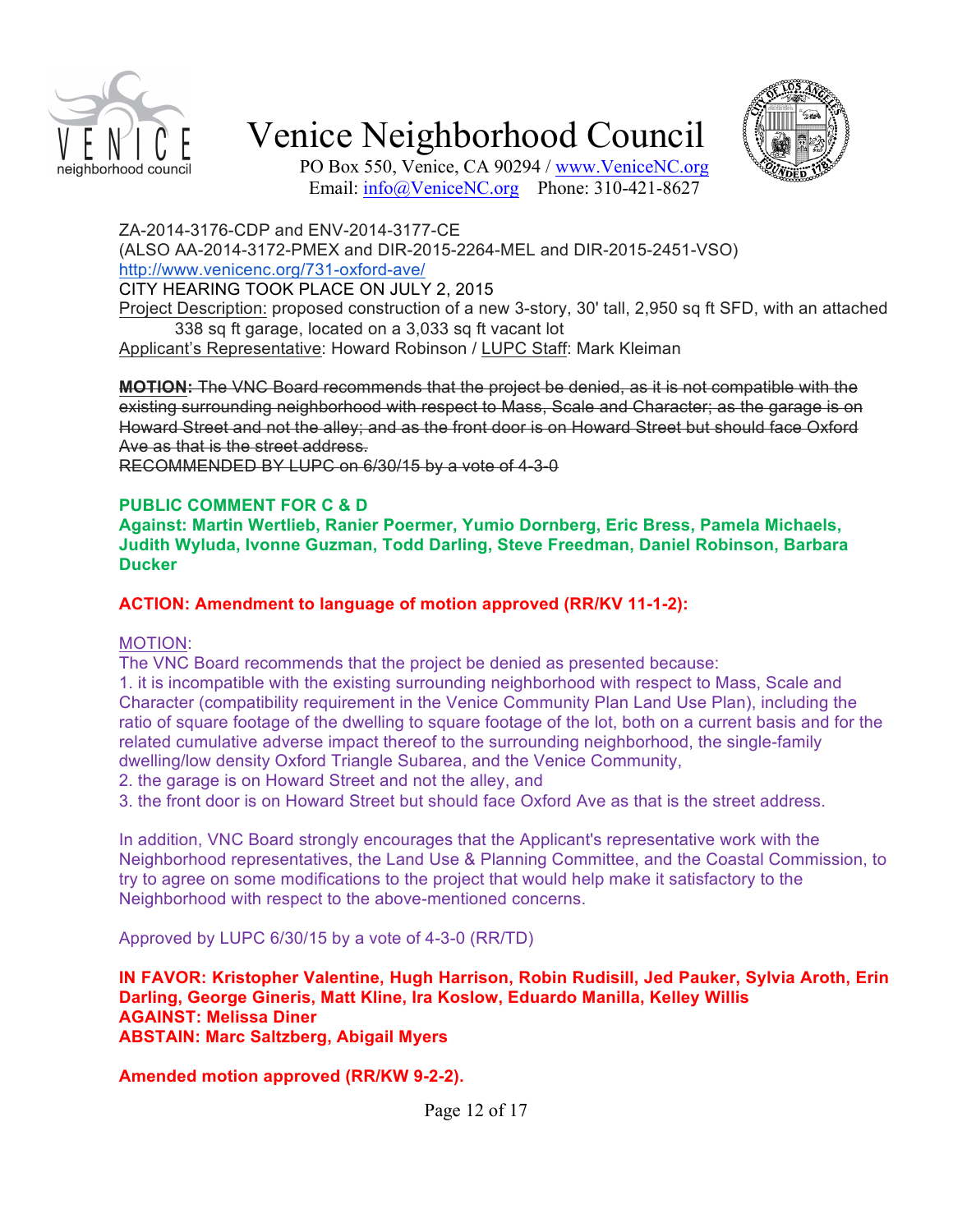# Venice Neighborhood Council

PO Box 550, Venice, CA 90294 / www.VeniceNC.org
Email: info@VeniceNC.org Phone: 310-421-8627

ZA-2014-3176-CDP and ENV-2014-3177-CE
(ALSO AA-2014-3172-PMEX and DIR-2015-2264-MEL and DIR-2015-2451-VSO)
http://www.venicenc.org/731-oxford-ave/
CITY HEARING TOOK PLACE ON JULY 2, 2015
Project Description: proposed construction of a new 3-story, 30' tall, 2,950 sq ft SFD, with an attached 338 sq ft garage, located on a 3,033 sq ft vacant lot
Applicant's Representative: Howard Robinson / LUPC Staff: Mark Kleiman

~~**MOTION:** The VNC Board recommends that the project be denied, as it is not compatible with the existing surrounding neighborhood with respect to Mass, Scale and Character; as the garage is on Howard Street and not the alley; and as the front door is on Howard Street but should face Oxford Ave as that is the street address.~~
~~RECOMMENDED BY LUPC on 6/30/15 by a vote of 4-3-0~~

**PUBLIC COMMENT FOR C & D**
**Against: Martin Wertlieb, Ranier Poermer, Yumio Dornberg, Eric Bress, Pamela Michaels, Judith Wyluda, Ivonne Guzman, Todd Darling, Steve Freedman, Daniel Robinson, Barbara Ducker**

**ACTION: Amendment to language of motion approved (RR/KV 11-1-2):**

MOTION:
The VNC Board recommends that the project be denied as presented because:
1. it is incompatible with the existing surrounding neighborhood with respect to Mass, Scale and Character (compatibility requirement in the Venice Community Plan Land Use Plan), including the ratio of square footage of the dwelling to square footage of the lot, both on a current basis and for the related cumulative adverse impact thereof to the surrounding neighborhood, the single-family dwelling/low density Oxford Triangle Subarea, and the Venice Community,
2. the garage is on Howard Street and not the alley, and
3. the front door is on Howard Street but should face Oxford Ave as that is the street address.

In addition, VNC Board strongly encourages that the Applicant's representative work with the Neighborhood representatives, the Land Use & Planning Committee, and the Coastal Commission, to try to agree on some modifications to the project that would help make it satisfactory to the Neighborhood with respect to the above-mentioned concerns.

Approved by LUPC 6/30/15 by a vote of 4-3-0 (RR/TD)

**IN FAVOR: Kristopher Valentine, Hugh Harrison, Robin Rudisill, Jed Pauker, Sylvia Aroth, Erin Darling, George Gineris, Matt Kline, Ira Koslow, Eduardo Manilla, Kelley Willis**
**AGAINST: Melissa Diner**
**ABSTAIN: Marc Saltzberg, Abigail Myers**

**Amended motion approved (RR/KW 9-2-2).**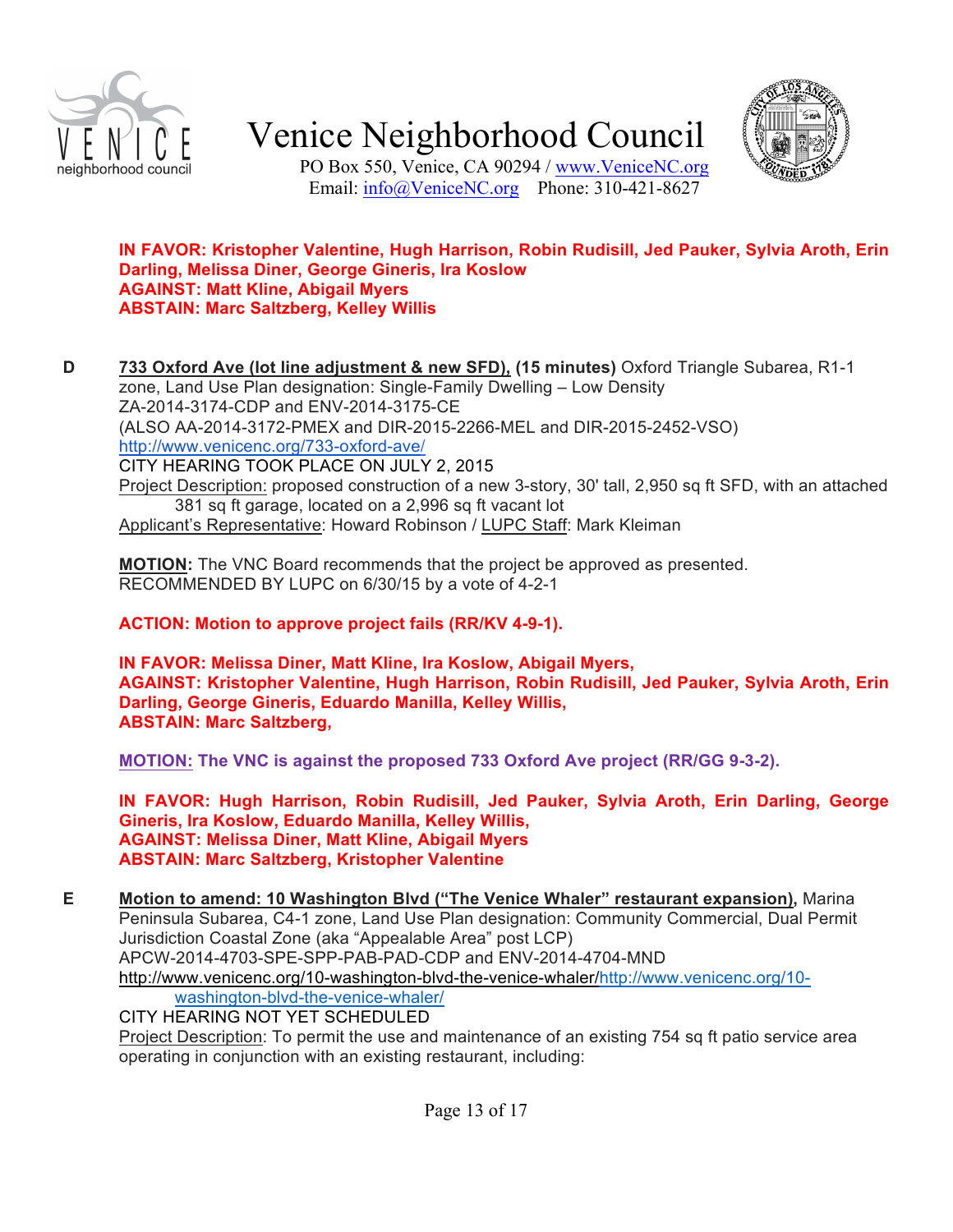**IN FAVOR: Kristopher Valentine, Hugh Harrison, Robin Rudisill, Jed Pauker, Sylvia Aroth, Erin Darling, Melissa Diner, George Gineris, Ira Koslow**
**AGAINST: Matt Kline, Abigail Myers**
**ABSTAIN: Marc Saltzberg, Kelley Willis**

**D** **733 Oxford Ave (lot line adjustment & new SFD), (15 minutes)** Oxford Triangle Subarea, R1-1 zone, Land Use Plan designation: Single-Family Dwelling – Low Density
ZA-2014-3174-CDP and ENV-2014-3175-CE
(ALSO AA-2014-3172-PMEX and DIR-2015-2266-MEL and DIR-2015-2452-VSO)
http://www.venicenc.org/733-oxford-ave/
CITY HEARING TOOK PLACE ON JULY 2, 2015
Project Description: proposed construction of a new 3-story, 30' tall, 2,950 sq ft SFD, with an attached 381 sq ft garage, located on a 2,996 sq ft vacant lot
Applicant's Representative: Howard Robinson / LUPC Staff: Mark Kleiman

**MOTION:** The VNC Board recommends that the project be approved as presented.
RECOMMENDED BY LUPC on 6/30/15 by a vote of 4-2-1

**ACTION: Motion to approve project fails (RR/KV 4-9-1).**

**IN FAVOR: Melissa Diner, Matt Kline, Ira Koslow, Abigail Myers,**
**AGAINST: Kristopher Valentine, Hugh Harrison, Robin Rudisill, Jed Pauker, Sylvia Aroth, Erin Darling, George Gineris, Eduardo Manilla, Kelley Willis,**
**ABSTAIN: Marc Saltzberg,**

**MOTION: The VNC is against the proposed 733 Oxford Ave project (RR/GG 9-3-2).**

**IN FAVOR: Hugh Harrison, Robin Rudisill, Jed Pauker, Sylvia Aroth, Erin Darling, George Gineris, Ira Koslow, Eduardo Manilla, Kelley Willis,**
**AGAINST: Melissa Diner, Matt Kline, Abigail Myers**
**ABSTAIN: Marc Saltzberg, Kristopher Valentine**

**E** **Motion to amend: 10 Washington Blvd ("The Venice Whaler" restaurant expansion),** Marina Peninsula Subarea, C4-1 zone, Land Use Plan designation: Community Commercial, Dual Permit Jurisdiction Coastal Zone (aka "Appealable Area" post LCP)
APCW-2014-4703-SPE-SPP-PAB-PAD-CDP and ENV-2014-4704-MND
http://www.venicenc.org/10-washington-blvd-the-venice-whaler/http://www.venicenc.org/10-washington-blvd-the-venice-whaler/
CITY HEARING NOT YET SCHEDULED
Project Description: To permit the use and maintenance of an existing 754 sq ft patio service area operating in conjunction with an existing restaurant, including: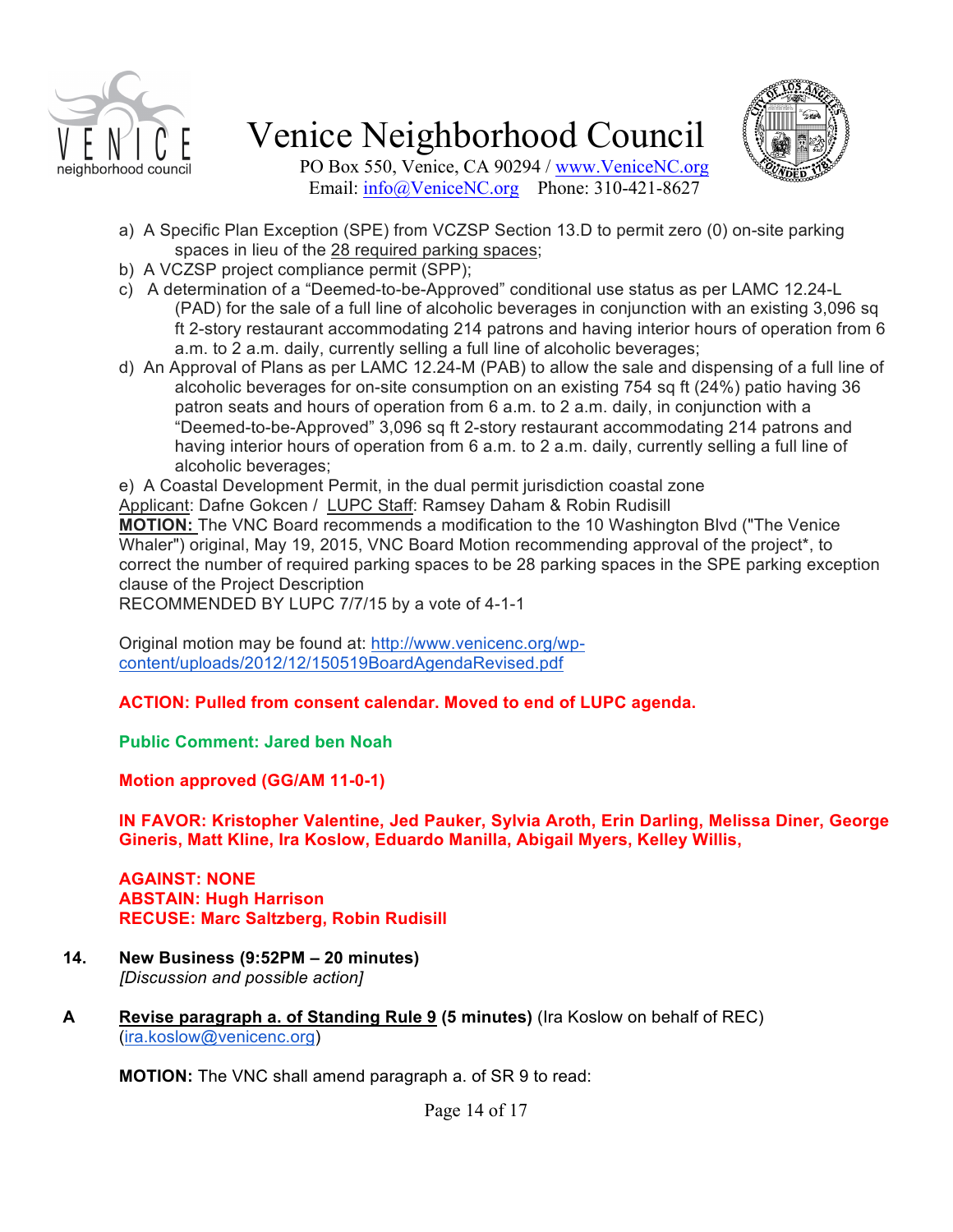a) A Specific Plan Exception (SPE) from VCZSP Section 13.D to permit zero (0) on-site parking spaces in lieu of the 28 required parking spaces;

b) A VCZSP project compliance permit (SPP);

c) A determination of a "Deemed-to-be-Approved" conditional use status as per LAMC 12.24-L (PAD) for the sale of a full line of alcoholic beverages in conjunction with an existing 3,096 sq ft 2-story restaurant accommodating 214 patrons and having interior hours of operation from 6 a.m. to 2 a.m. daily, currently selling a full line of alcoholic beverages;

d) An Approval of Plans as per LAMC 12.24-M (PAB) to allow the sale and dispensing of a full line of alcoholic beverages for on-site consumption on an existing 754 sq ft (24%) patio having 36 patron seats and hours of operation from 6 a.m. to 2 a.m. daily, in conjunction with a "Deemed-to-be-Approved" 3,096 sq ft 2-story restaurant accommodating 214 patrons and having interior hours of operation from 6 a.m. to 2 a.m. daily, currently selling a full line of alcoholic beverages;

e) A Coastal Development Permit, in the dual permit jurisdiction coastal zone

Applicant: Dafne Gokcen / LUPC Staff: Ramsey Daham & Robin Rudisill

**MOTION:** The VNC Board recommends a modification to the 10 Washington Blvd ("The Venice Whaler") original, May 19, 2015, VNC Board Motion recommending approval of the project*, to correct the number of required parking spaces to be 28 parking spaces in the SPE parking exception clause of the Project Description

RECOMMENDED BY LUPC 7/7/15 by a vote of 4-1-1

Original motion may be found at: http://www.venicenc.org/wp-content/uploads/2012/12/150519BoardAgendaRevised.pdf

**ACTION: Pulled from consent calendar. Moved to end of LUPC agenda.**

**Public Comment: Jared ben Noah**

**Motion approved (GG/AM 11-0-1)**

**IN FAVOR: Kristopher Valentine, Jed Pauker, Sylvia Aroth, Erin Darling, Melissa Diner, George Gineris, Matt Kline, Ira Koslow, Eduardo Manilla, Abigail Myers, Kelley Willis,**

**AGAINST: NONE**
**ABSTAIN: Hugh Harrison**
**RECUSE: Marc Saltzberg, Robin Rudisill**

**14. New Business (9:52PM – 20 minutes)**
*[Discussion and possible action]*

**A** **Revise paragraph a. of Standing Rule 9** **(5 minutes)** (Ira Koslow on behalf of REC) (ira.koslow@venicenc.org)

**MOTION:** The VNC shall amend paragraph a. of SR 9 to read: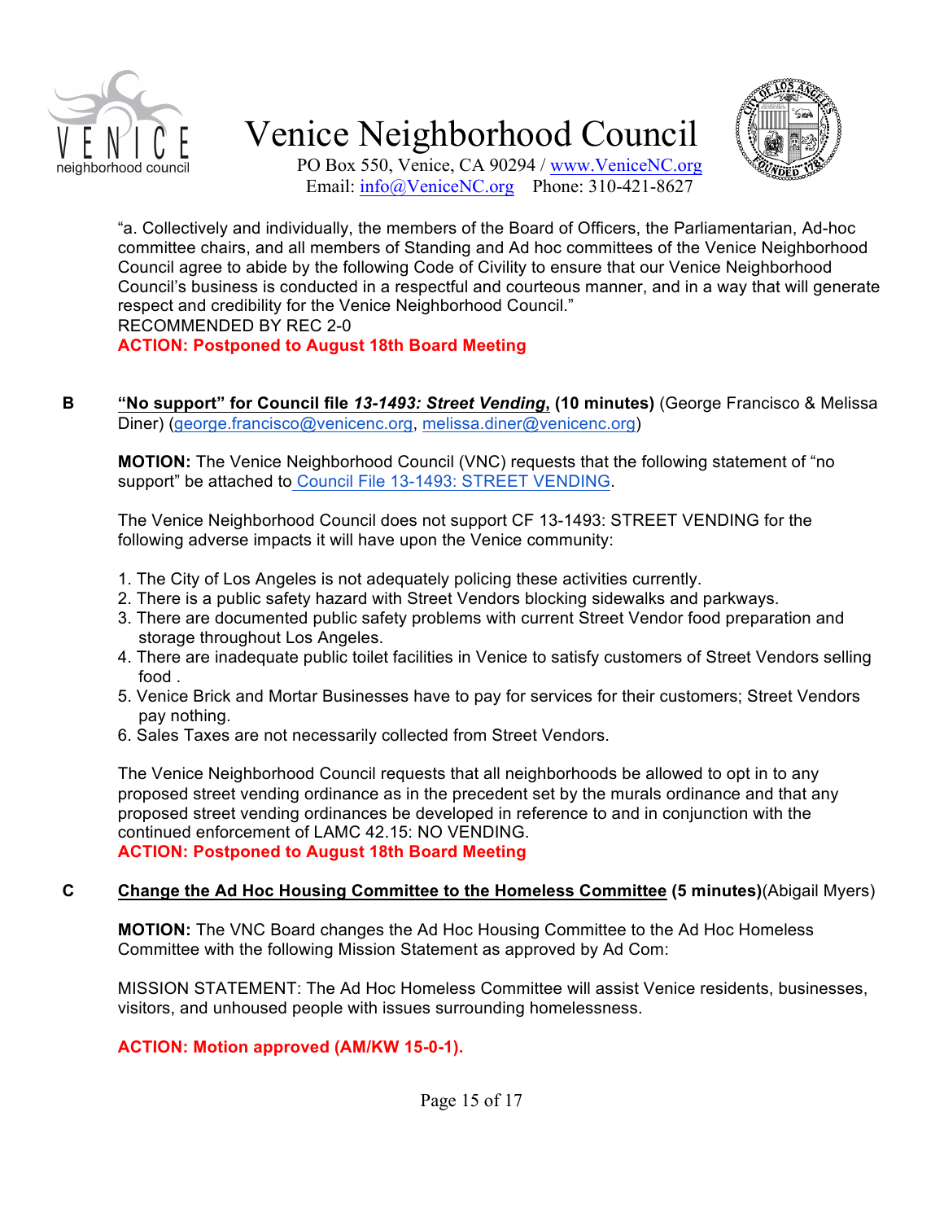"a. Collectively and individually, the members of the Board of Officers, the Parliamentarian, Ad-hoc committee chairs, and all members of Standing and Ad hoc committees of the Venice Neighborhood Council agree to abide by the following Code of Civility to ensure that our Venice Neighborhood Council's business is conducted in a respectful and courteous manner, and in a way that will generate respect and credibility for the Venice Neighborhood Council."
RECOMMENDED BY REC 2-0
**ACTION: Postponed to August 18th Board Meeting**

**B** **"No support" for Council file *13-1493: Street Vending*, (10 minutes)** (George Francisco & Melissa Diner) (george.francisco@venicenc.org, melissa.diner@venicenc.org)

**MOTION:** The Venice Neighborhood Council (VNC) requests that the following statement of "no support" be attached to Council File 13-1493: STREET VENDING.

The Venice Neighborhood Council does not support CF 13-1493: STREET VENDING for the following adverse impacts it will have upon the Venice community:

1. The City of Los Angeles is not adequately policing these activities currently.
2. There is a public safety hazard with Street Vendors blocking sidewalks and parkways.
3. There are documented public safety problems with current Street Vendor food preparation and storage throughout Los Angeles.
4. There are inadequate public toilet facilities in Venice to satisfy customers of Street Vendors selling food .
5. Venice Brick and Mortar Businesses have to pay for services for their customers; Street Vendors pay nothing.
6. Sales Taxes are not necessarily collected from Street Vendors.

The Venice Neighborhood Council requests that all neighborhoods be allowed to opt in to any proposed street vending ordinance as in the precedent set by the murals ordinance and that any proposed street vending ordinances be developed in reference to and in conjunction with the continued enforcement of LAMC 42.15: NO VENDING.
**ACTION: Postponed to August 18th Board Meeting**

**C** **Change the Ad Hoc Housing Committee to the Homeless Committee (5 minutes)** (Abigail Myers)

**MOTION:** The VNC Board changes the Ad Hoc Housing Committee to the Ad Hoc Homeless Committee with the following Mission Statement as approved by Ad Com:

MISSION STATEMENT: The Ad Hoc Homeless Committee will assist Venice residents, businesses, visitors, and unhoused people with issues surrounding homelessness.

**ACTION: Motion approved (AM/KW 15-0-1).**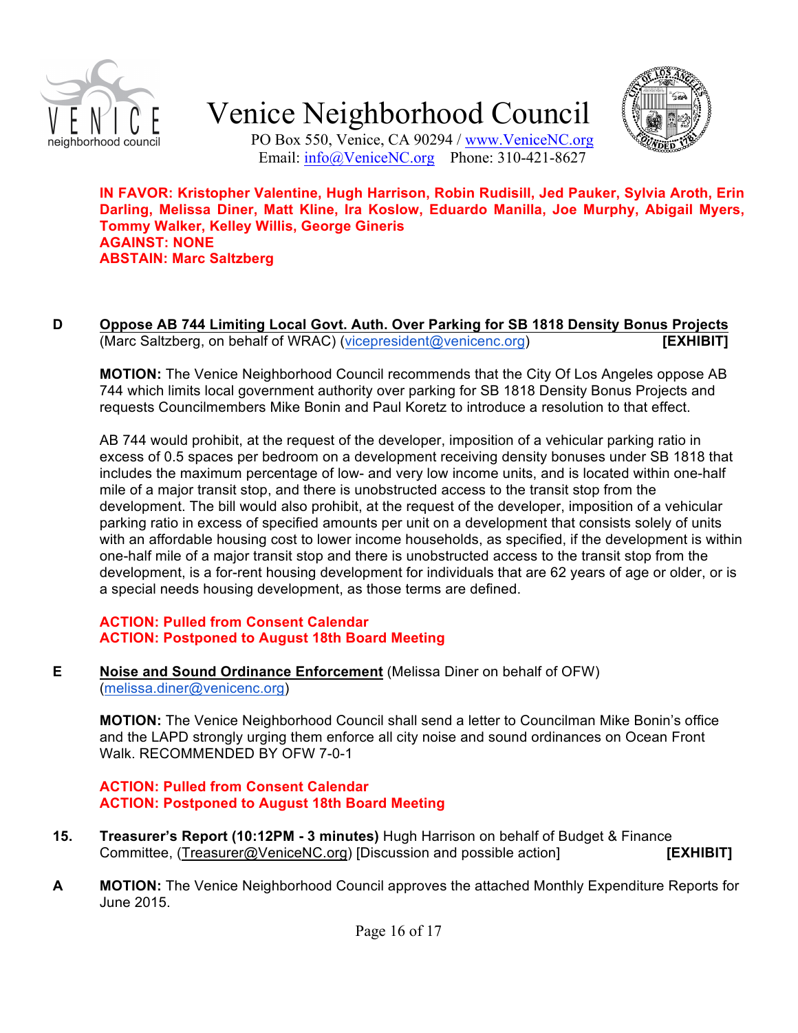**IN FAVOR: Kristopher Valentine, Hugh Harrison, Robin Rudisill, Jed Pauker, Sylvia Aroth, Erin Darling, Melissa Diner, Matt Kline, Ira Koslow, Eduardo Manilla, Joe Murphy, Abigail Myers, Tommy Walker, Kelley Willis, George Gineris**
**AGAINST: NONE**
**ABSTAIN: Marc Saltzberg**

**D** **Oppose AB 744 Limiting Local Govt. Auth. Over Parking for SB 1818 Density Bonus Projects** (Marc Saltzberg, on behalf of WRAC) (vicepresident@venicenc.org) **[EXHIBIT]**

**MOTION:** The Venice Neighborhood Council recommends that the City Of Los Angeles oppose AB 744 which limits local government authority over parking for SB 1818 Density Bonus Projects and requests Councilmembers Mike Bonin and Paul Koretz to introduce a resolution to that effect.

AB 744 would prohibit, at the request of the developer, imposition of a vehicular parking ratio in excess of 0.5 spaces per bedroom on a development receiving density bonuses under SB 1818 that includes the maximum percentage of low- and very low income units, and is located within one-half mile of a major transit stop, and there is unobstructed access to the transit stop from the development. The bill would also prohibit, at the request of the developer, imposition of a vehicular parking ratio in excess of specified amounts per unit on a development that consists solely of units with an affordable housing cost to lower income households, as specified, if the development is within one-half mile of a major transit stop and there is unobstructed access to the transit stop from the development, is a for-rent housing development for individuals that are 62 years of age or older, or is a special needs housing development, as those terms are defined.

**ACTION: Pulled from Consent Calendar**
**ACTION: Postponed to August 18th Board Meeting**

**E** **Noise and Sound Ordinance Enforcement** (Melissa Diner on behalf of OFW) (melissa.diner@venicenc.org)

**MOTION:** The Venice Neighborhood Council shall send a letter to Councilman Mike Bonin's office and the LAPD strongly urging them enforce all city noise and sound ordinances on Ocean Front Walk. RECOMMENDED BY OFW 7-0-1

**ACTION: Pulled from Consent Calendar**
**ACTION: Postponed to August 18th Board Meeting**

**15.** **Treasurer's Report (10:12PM - 3 minutes)** Hugh Harrison on behalf of Budget & Finance Committee, (Treasurer@VeniceNC.org) [Discussion and possible action] **[EXHIBIT]**

**A** **MOTION:** The Venice Neighborhood Council approves the attached Monthly Expenditure Reports for June 2015.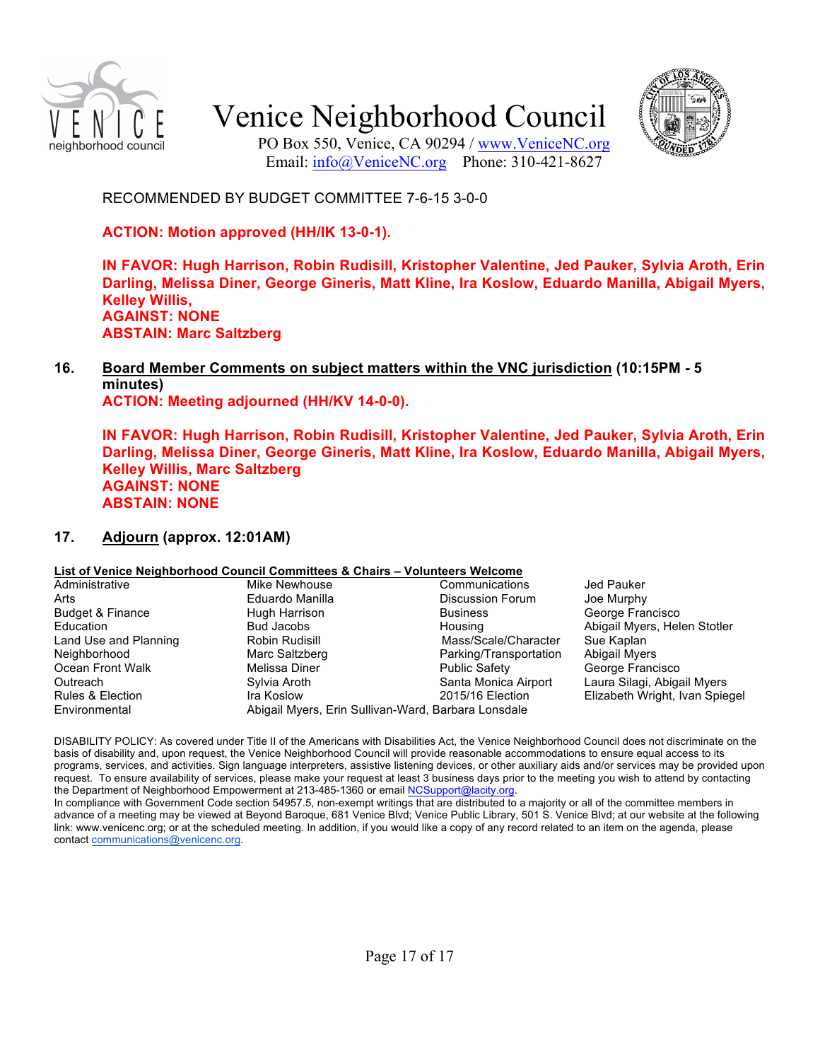# Venice Neighborhood Council

PO Box 550, Venice, CA 90294 / www.VeniceNC.org
Email: info@VeniceNC.org Phone: 310-421-8627

RECOMMENDED BY BUDGET COMMITTEE 7-6-15 3-0-0

**ACTION: Motion approved (HH/IK 13-0-1).**

**IN FAVOR: Hugh Harrison, Robin Rudisill, Kristopher Valentine, Jed Pauker, Sylvia Aroth, Erin Darling, Melissa Diner, George Gineris, Matt Kline, Ira Koslow, Eduardo Manilla, Abigail Myers, Kelley Willis,**
**AGAINST: NONE**
**ABSTAIN: Marc Saltzberg**

**16. Board Member Comments on subject matters within the VNC jurisdiction (10:15PM - 5 minutes)**
**ACTION: Meeting adjourned (HH/KV 14-0-0).**

**IN FAVOR: Hugh Harrison, Robin Rudisill, Kristopher Valentine, Jed Pauker, Sylvia Aroth, Erin Darling, Melissa Diner, George Gineris, Matt Kline, Ira Koslow, Eduardo Manilla, Abigail Myers, Kelley Willis, Marc Saltzberg**
**AGAINST: NONE**
**ABSTAIN: NONE**

**17. Adjourn (approx. 12:01AM)**

**List of Venice Neighborhood Council Committees & Chairs – Volunteers Welcome**

| | | | |
|---|---|---|---|
| Administrative | Mike Newhouse | Communications | Jed Pauker |
| Arts | Eduardo Manilla | Discussion Forum | Joe Murphy |
| Budget & Finance | Hugh Harrison | Business | George Francisco |
| Education | Bud Jacobs | Housing | Abigail Myers, Helen Stotler |
| Land Use and Planning | Robin Rudisill | Mass/Scale/Character | Sue Kaplan |
| Neighborhood | Marc Saltzberg | Parking/Transportation | Abigail Myers |
| Ocean Front Walk | Melissa Diner | Public Safety | George Francisco |
| Outreach | Sylvia Aroth | Santa Monica Airport | Laura Silagi, Abigail Myers |
| Rules & Election | Ira Koslow | 2015/16 Election | Elizabeth Wright, Ivan Spiegel |
| Environmental | Abigail Myers, Erin Sullivan-Ward, Barbara Lonsdale | | |

DISABILITY POLICY: As covered under Title II of the Americans with Disabilities Act, the Venice Neighborhood Council does not discriminate on the basis of disability and, upon request, the Venice Neighborhood Council will provide reasonable accommodations to ensure equal access to its programs, services, and activities. Sign language interpreters, assistive listening devices, or other auxiliary aids and/or services may be provided upon request. To ensure availability of services, please make your request at least 3 business days prior to the meeting you wish to attend by contacting the Department of Neighborhood Empowerment at 213-485-1360 or email NCSupport@lacity.org.
In compliance with Government Code section 54957.5, non-exempt writings that are distributed to a majority or all of the committee members in advance of a meeting may be viewed at Beyond Baroque, 681 Venice Blvd; Venice Public Library, 501 S. Venice Blvd; at our website at the following link: www.venicenc.org; or at the scheduled meeting. In addition, if you would like a copy of any record related to an item on the agenda, please contact communications@venicenc.org.